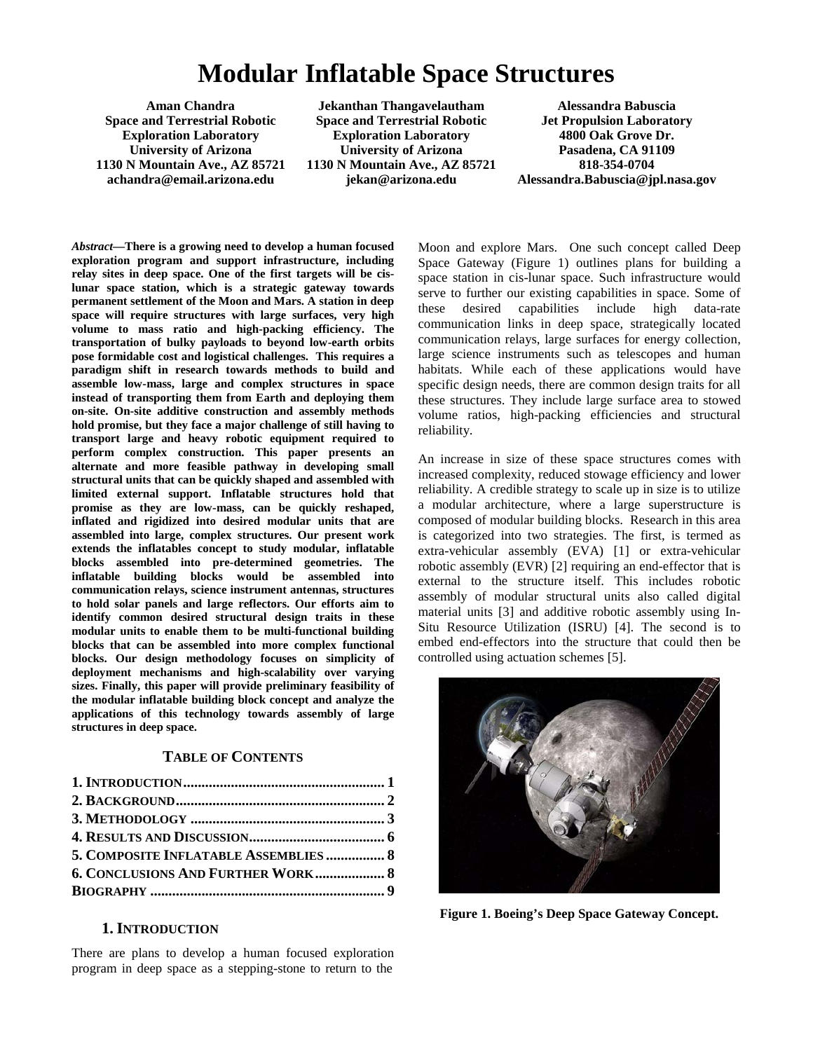# Modular Inflatable Space Structures

**Aman Chandra**
**Space and Terrestrial Robotic Exploration Laboratory**
**University of Arizona**
**1130 N Mountain Ave., AZ 85721**
**achandra@email.arizona.edu**

**Jekanthan Thangavelautham**
**Space and Terrestrial Robotic Exploration Laboratory**
**University of Arizona**
**1130 N Mountain Ave., AZ 85721**
**jekan@arizona.edu**

**Alessandra Babuscia**
**Jet Propulsion Laboratory**
**4800 Oak Grove Dr.**
**Pasadena, CA 91109**
**818-354-0704**
**Alessandra.Babuscia@jpl.nasa.gov**

***Abstract*—There is a growing need to develop a human focused exploration program and support infrastructure, including relay sites in deep space. One of the first targets will be cis-lunar space station, which is a strategic gateway towards permanent settlement of the Moon and Mars. A station in deep space will require structures with large surfaces, very high volume to mass ratio and high-packing efficiency. The transportation of bulky payloads to beyond low-earth orbits pose formidable cost and logistical challenges. This requires a paradigm shift in research towards methods to build and assemble low-mass, large and complex structures in space instead of transporting them from Earth and deploying them on-site. On-site additive construction and assembly methods hold promise, but they face a major challenge of still having to transport large and heavy robotic equipment required to perform complex construction. This paper presents an alternate and more feasible pathway in developing small structural units that can be quickly shaped and assembled with limited external support. Inflatable structures hold that promise as they are low-mass, can be quickly reshaped, inflated and rigidized into desired modular units that are assembled into large, complex structures. Our present work extends the inflatables concept to study modular, inflatable blocks assembled into pre-determined geometries. The inflatable building blocks would be assembled into communication relays, science instrument antennas, structures to hold solar panels and large reflectors. Our efforts aim to identify common desired structural design traits in these modular units to enable them to be multi-functional building blocks that can be assembled into more complex functional blocks. Our design methodology focuses on simplicity of deployment mechanisms and high-scalability over varying sizes. Finally, this paper will provide preliminary feasibility of the modular inflatable building block concept and analyze the applications of this technology towards assembly of large structures in deep space.**

### TABLE OF CONTENTS

**1. INTRODUCTION ....... 1**
**2. BACKGROUND ....... 2**
**3. METHODOLOGY ....... 3**
**4. RESULTS AND DISCUSSION ....... 6**
**5. COMPOSITE INFLATABLE ASSEMBLIES ....... 8**
**6. CONCLUSIONS AND FURTHER WORK ....... 8**
**BIOGRAPHY ....... 9**

## 1. INTRODUCTION

There are plans to develop a human focused exploration program in deep space as a stepping-stone to return to the Moon and explore Mars. One such concept called Deep Space Gateway (Figure 1) outlines plans for building a space station in cis-lunar space. Such infrastructure would serve to further our existing capabilities in space. Some of these desired capabilities include high data-rate communication links in deep space, strategically located communication relays, large surfaces for energy collection, large science instruments such as telescopes and human habitats. While each of these applications would have specific design needs, there are common design traits for all these structures. They include large surface area to stowed volume ratios, high-packing efficiencies and structural reliability.

An increase in size of these space structures comes with increased complexity, reduced stowage efficiency and lower reliability. A credible strategy to scale up in size is to utilize a modular architecture, where a large superstructure is composed of modular building blocks. Research in this area is categorized into two strategies. The first, is termed as extra-vehicular assembly (EVA) [1] or extra-vehicular robotic assembly (EVR) [2] requiring an end-effector that is external to the structure itself. This includes robotic assembly of modular structural units also called digital material units [3] and additive robotic assembly using In-Situ Resource Utilization (ISRU) [4]. The second is to embed end-effectors into the structure that could then be controlled using actuation schemes [5].

**Figure 1. Boeing's Deep Space Gateway Concept.**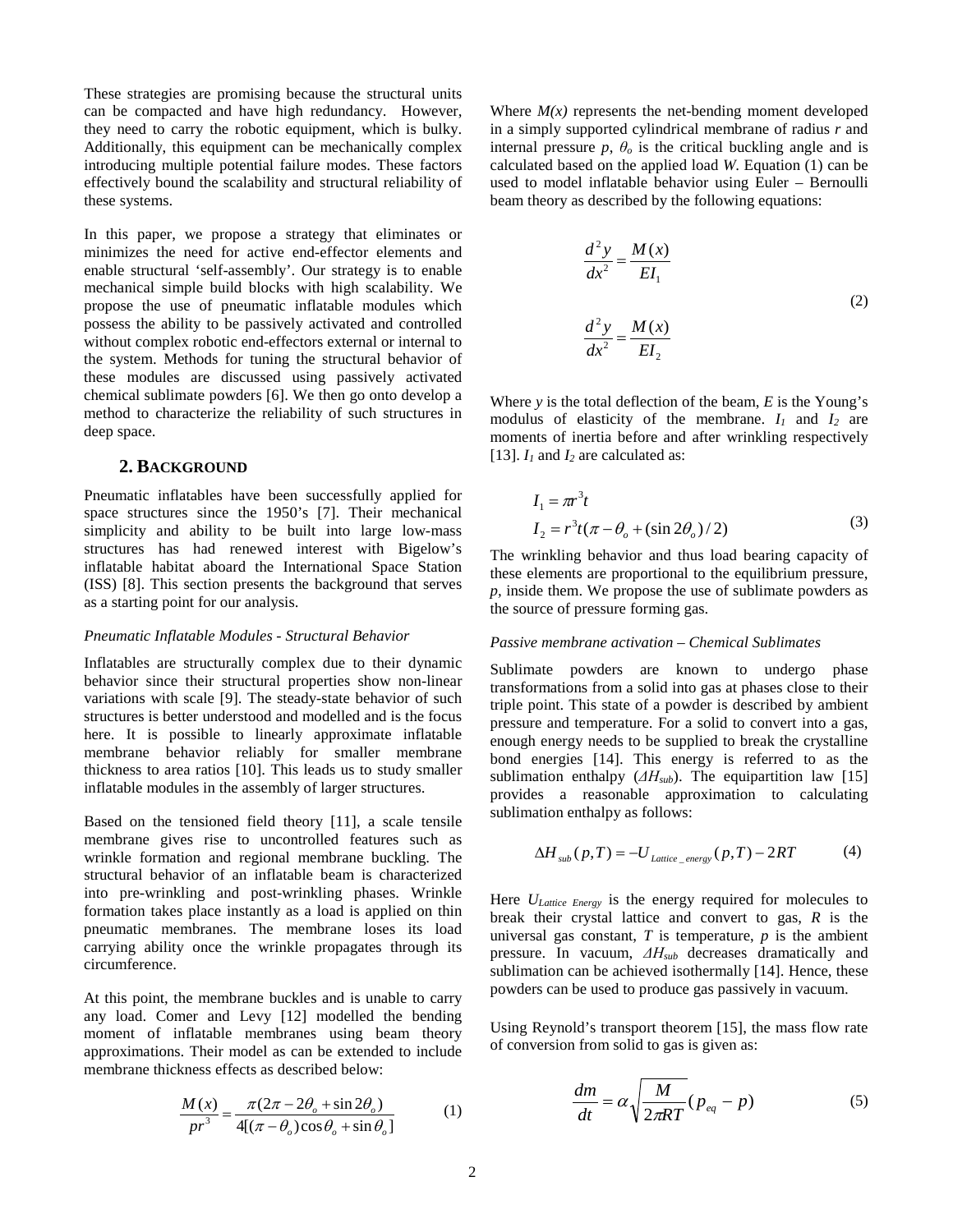These strategies are promising because the structural units can be compacted and have high redundancy. However, they need to carry the robotic equipment, which is bulky. Additionally, this equipment can be mechanically complex introducing multiple potential failure modes. These factors effectively bound the scalability and structural reliability of these systems.

In this paper, we propose a strategy that eliminates or minimizes the need for active end-effector elements and enable structural 'self-assembly'. Our strategy is to enable mechanical simple build blocks with high scalability. We propose the use of pneumatic inflatable modules which possess the ability to be passively activated and controlled without complex robotic end-effectors external or internal to the system. Methods for tuning the structural behavior of these modules are discussed using passively activated chemical sublimate powders [6]. We then go onto develop a method to characterize the reliability of such structures in deep space.

## 2. Background

Pneumatic inflatables have been successfully applied for space structures since the 1950's [7]. Their mechanical simplicity and ability to be built into large low-mass structures has had renewed interest with Bigelow's inflatable habitat aboard the International Space Station (ISS) [8]. This section presents the background that serves as a starting point for our analysis.

### *Pneumatic Inflatable Modules - Structural Behavior*

Inflatables are structurally complex due to their dynamic behavior since their structural properties show non-linear variations with scale [9]. The steady-state behavior of such structures is better understood and modelled and is the focus here. It is possible to linearly approximate inflatable membrane behavior reliably for smaller membrane thickness to area ratios [10]. This leads us to study smaller inflatable modules in the assembly of larger structures.

Based on the tensioned field theory [11], a scale tensile membrane gives rise to uncontrolled features such as wrinkle formation and regional membrane buckling. The structural behavior of an inflatable beam is characterized into pre-wrinkling and post-wrinkling phases. Wrinkle formation takes place instantly as a load is applied on thin pneumatic membranes. The membrane loses its load carrying ability once the wrinkle propagates through its circumference.

At this point, the membrane buckles and is unable to carry any load. Comer and Levy [12] modelled the bending moment of inflatable membranes using beam theory approximations. Their model as can be extended to include membrane thickness effects as described below:

$$\frac{M(x)}{pr^3} = \frac{\pi(2\pi - 2\theta_o + \sin 2\theta_o)}{4[(\pi - \theta_o)\cos\theta_o + \sin\theta_o]} \tag{1}$$

Where $M(x)$ represents the net-bending moment developed in a simply supported cylindrical membrane of radius $r$ and internal pressure $p$, $\theta_o$ is the critical buckling angle and is calculated based on the applied load $W$. Equation (1) can be used to model inflatable behavior using Euler – Bernoulli beam theory as described by the following equations:

$$\frac{d^2y}{dx^2} = \frac{M(x)}{EI_1}$$
$$\frac{d^2y}{dx^2} = \frac{M(x)}{EI_2} \tag{2}$$

Where $y$ is the total deflection of the beam, $E$ is the Young's modulus of elasticity of the membrane. $I_1$ and $I_2$ are moments of inertia before and after wrinkling respectively [13]. $I_1$ and $I_2$ are calculated as:

$$I_1 = \pi r^3 t$$
$$I_2 = r^3 t(\pi - \theta_o + (\sin 2\theta_o)/2) \tag{3}$$

The wrinkling behavior and thus load bearing capacity of these elements are proportional to the equilibrium pressure, $p$, inside them. We propose the use of sublimate powders as the source of pressure forming gas.

### *Passive membrane activation – Chemical Sublimates*

Sublimate powders are known to undergo phase transformations from a solid into gas at phases close to their triple point. This state of a powder is described by ambient pressure and temperature. For a solid to convert into a gas, enough energy needs to be supplied to break the crystalline bond energies [14]. This energy is referred to as the sublimation enthalpy ($\Delta H_{sub}$). The equipartition law [15] provides a reasonable approximation to calculating sublimation enthalpy as follows:

$$\Delta H_{sub}(p,T) = -U_{Lattice\_energy}(p,T) - 2RT \tag{4}$$

Here $U_{Lattice\ Energy}$ is the energy required for molecules to break their crystal lattice and convert to gas, $R$ is the universal gas constant, $T$ is temperature, $p$ is the ambient pressure. In vacuum, $\Delta H_{sub}$ decreases dramatically and sublimation can be achieved isothermally [14]. Hence, these powders can be used to produce gas passively in vacuum.

Using Reynold's transport theorem [15], the mass flow rate of conversion from solid to gas is given as:

$$\frac{dm}{dt} = \alpha\sqrt{\frac{M}{2\pi RT}}(p_{eq} - p) \tag{5}$$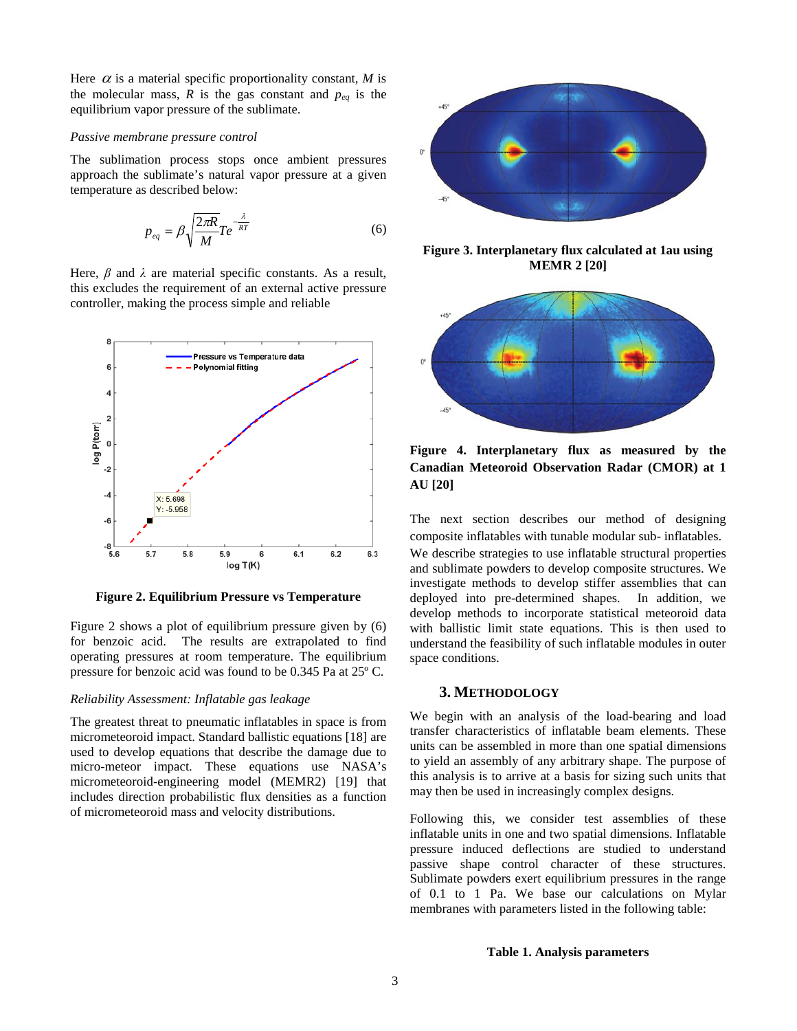Here $\alpha$ is a material specific proportionality constant, $M$ is the molecular mass, $R$ is the gas constant and $p_{eq}$ is the equilibrium vapor pressure of the sublimate.

*Passive membrane pressure control*

The sublimation process stops once ambient pressures approach the sublimate's natural vapor pressure at a given temperature as described below:

$$p_{eq} = \beta\sqrt{\frac{2\pi R}{M}}Te^{-\frac{\lambda}{RT}} \tag{6}$$

Here, $\beta$ and $\lambda$ are material specific constants. As a result, this excludes the requirement of an external active pressure controller, making the process simple and reliable

**Figure 2. Equilibrium Pressure vs Temperature**

Figure 2 shows a plot of equilibrium pressure given by (6) for benzoic acid. The results are extrapolated to find operating pressures at room temperature. The equilibrium pressure for benzoic acid was found to be 0.345 Pa at 25º C.

*Reliability Assessment: Inflatable gas leakage*

The greatest threat to pneumatic inflatables in space is from micrometeoroid impact. Standard ballistic equations [18] are used to develop equations that describe the damage due to micro-meteor impact. These equations use NASA's micrometeoroid-engineering model (MEMR2) [19] that includes direction probabilistic flux densities as a function of micrometeoroid mass and velocity distributions.

**Figure 3. Interplanetary flux calculated at 1au using MEMR 2 [20]**

**Figure 4. Interplanetary flux as measured by the Canadian Meteoroid Observation Radar (CMOR) at 1 AU [20]**

The next section describes our method of designing composite inflatables with tunable modular sub- inflatables. We describe strategies to use inflatable structural properties and sublimate powders to develop composite structures. We investigate methods to develop stiffer assemblies that can deployed into pre-determined shapes. In addition, we develop methods to incorporate statistical meteoroid data with ballistic limit state equations. This is then used to understand the feasibility of such inflatable modules in outer space conditions.

## 3. METHODOLOGY

We begin with an analysis of the load-bearing and load transfer characteristics of inflatable beam elements. These units can be assembled in more than one spatial dimensions to yield an assembly of any arbitrary shape. The purpose of this analysis is to arrive at a basis for sizing such units that may then be used in increasingly complex designs.

Following this, we consider test assemblies of these inflatable units in one and two spatial dimensions. Inflatable pressure induced deflections are studied to understand passive shape control character of these structures. Sublimate powders exert equilibrium pressures in the range of 0.1 to 1 Pa. We base our calculations on Mylar membranes with parameters listed in the following table:

**Table 1. Analysis parameters**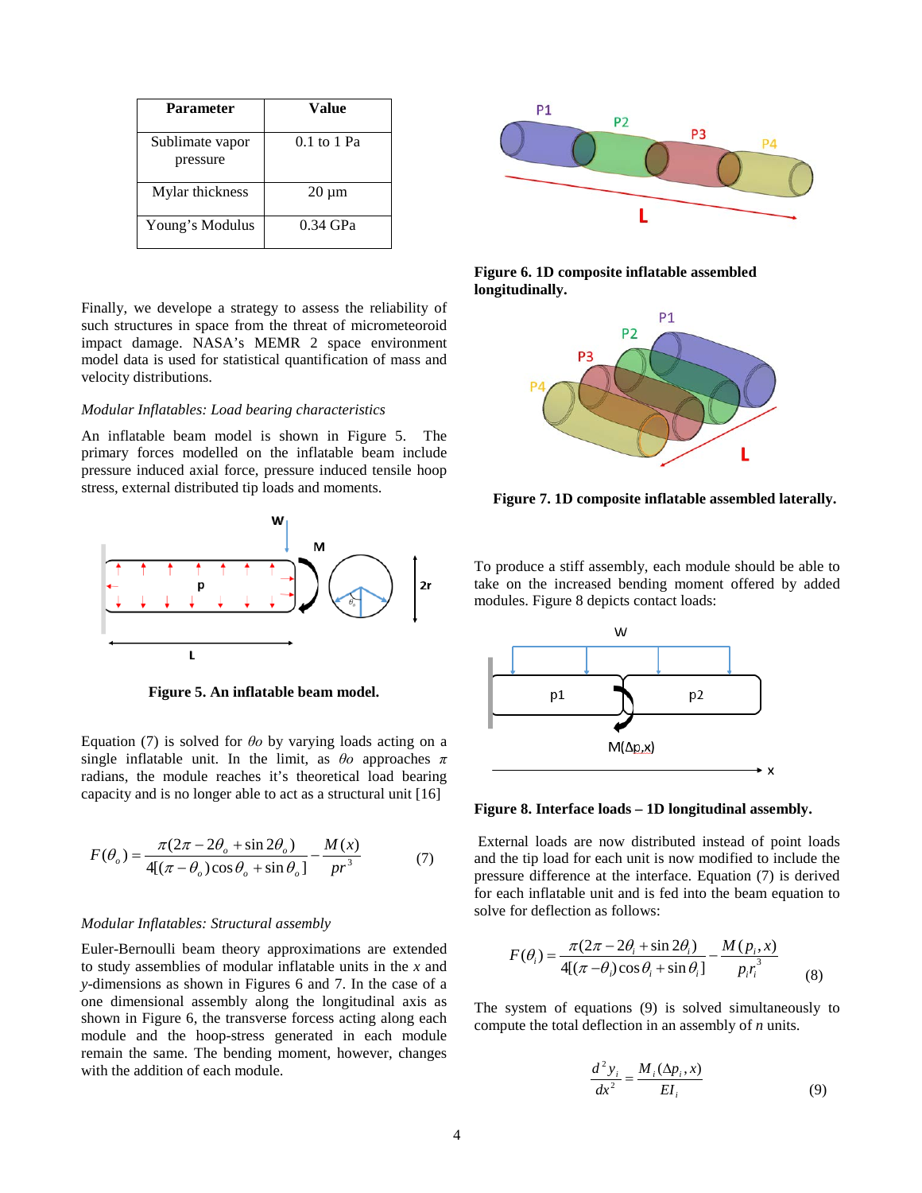| Parameter | Value |
|---|---|
| Sublimate vapor pressure | 0.1 to 1 Pa |
| Mylar thickness | 20 μm |
| Young's Modulus | 0.34 GPa |

Finally, we develope a strategy to assess the reliability of such structures in space from the threat of micrometeoroid impact damage. NASA's MEMR 2 space environment model data is used for statistical quantification of mass and velocity distributions.

*Modular Inflatables: Load bearing characteristics*

An inflatable beam model is shown in Figure 5. The primary forces modelled on the inflatable beam include pressure induced axial force, pressure induced tensile hoop stress, external distributed tip loads and moments.

**Figure 5. An inflatable beam model.**

Equation (7) is solved for $\theta o$ by varying loads acting on a single inflatable unit. In the limit, as $\theta o$ approaches $\pi$ radians, the module reaches it's theoretical load bearing capacity and is no longer able to act as a structural unit [16]

$$F(\theta_o) = \frac{\pi(2\pi - 2\theta_o + \sin 2\theta_o)}{4[(\pi - \theta_o)\cos\theta_o + \sin\theta_o]} - \frac{M(x)}{pr^3} \quad (7)$$

*Modular Inflatables: Structural assembly*

Euler-Bernoulli beam theory approximations are extended to study assemblies of modular inflatable units in the *x* and *y*-dimensions as shown in Figures 6 and 7. In the case of a one dimensional assembly along the longitudinal axis as shown in Figure 6, the transverse forces acting along each module and the hoop-stress generated in each module remain the same. The bending moment, however, changes with the addition of each module.

**Figure 6. 1D composite inflatable assembled longitudinally.**

**Figure 7. 1D composite inflatable assembled laterally.**

To produce a stiff assembly, each module should be able to take on the increased bending moment offered by added modules. Figure 8 depicts contact loads:

**Figure 8. Interface loads – 1D longitudinal assembly.**

External loads are now distributed instead of point loads and the tip load for each unit is now modified to include the pressure difference at the interface. Equation (7) is derived for each inflatable unit and is fed into the beam equation to solve for deflection as follows:

$$F(\theta_i) = \frac{\pi(2\pi - 2\theta_i + \sin 2\theta_i)}{4[(\pi - \theta_i)\cos\theta_i + \sin\theta_i]} - \frac{M(p_i, x)}{p_i r_i^3} \quad (8)$$

The system of equations (9) is solved simultaneously to compute the total deflection in an assembly of *n* units.

$$\frac{d^2 y_i}{dx^2} = \frac{M_i(\Delta p_i, x)}{EI_i} \quad (9)$$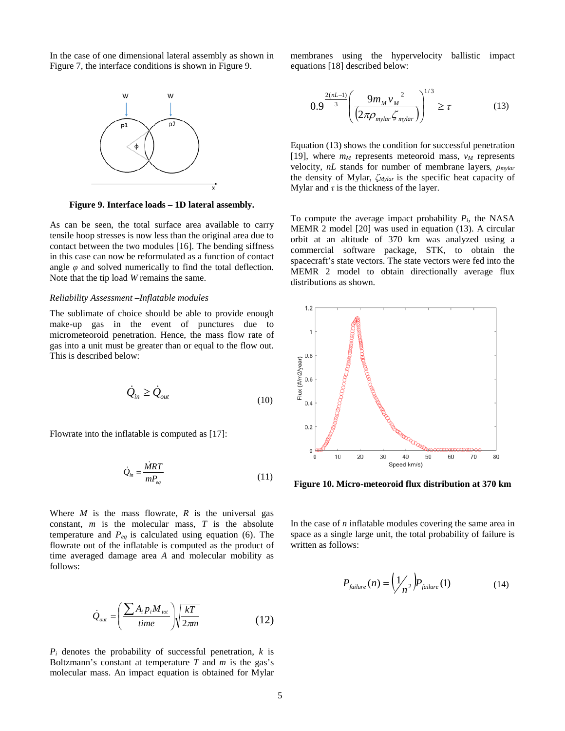In the case of one dimensional lateral assembly as shown in Figure 7, the interface conditions is shown in Figure 9.

**Figure 9. Interface loads – 1D lateral assembly.**

As can be seen, the total surface area available to carry tensile hoop stresses is now less than the original area due to contact between the two modules [16]. The bending siffness in this case can now be reformulated as a function of contact angle $\varphi$ and solved numerically to find the total deflection. Note that the tip load $W$ remains the same.

*Reliability Assessment –Inflatable modules*

The sublimate of choice should be able to provide enough make-up gas in the event of punctures due to micrometeoroid penetration. Hence, the mass flow rate of gas into a unit must be greater than or equal to the flow out. This is described below:

$$\dot{Q}_{in} \geq \dot{Q}_{out} \tag{10}$$

Flowrate into the inflatable is computed as [17]:

$$\dot{Q}_{in} = \frac{\dot{M}RT}{mP_{eq}} \tag{11}$$

Where $M$ is the mass flowrate, $R$ is the universal gas constant, $m$ is the molecular mass, $T$ is the absolute temperature and $P_{eq}$ is calculated using equation (6). The flowrate out of the inflatable is computed as the product of time averaged damage area $A$ and molecular mobility as follows:

$$\dot{Q}_{out} = \left( \frac{\sum A_i p_i M_{tot}}{time} \right) \sqrt{\frac{kT}{2\pi m}} \tag{12}$$

$P_i$ denotes the probability of successful penetration, $k$ is Boltzmann's constant at temperature $T$ and $m$ is the gas's molecular mass. An impact equation is obtained for Mylar membranes using the hypervelocity ballistic impact equations [18] described below:

$$0.9^{\frac{2(nL-1)}{3}} \left( \frac{9 m_M v_M{}^2}{\left(2\pi \rho_{mylar} \zeta_{mylar}\right)} \right)^{1/3} \geq \tau \tag{13}$$

Equation (13) shows the condition for successful penetration [19], where $m_M$ represents meteoroid mass, $v_M$ represents velocity, $nL$ stands for number of membrane layers, $\rho_{mylar}$ the density of Mylar, $\zeta_{Mylar}$ is the specific heat capacity of Mylar and $\tau$ is the thickness of the layer.

To compute the average impact probability $P_i$, the NASA MEMR 2 model [20] was used in equation (13). A circular orbit at an altitude of 370 km was analyzed using a commercial software package, STK, to obtain the spacecraft's state vectors. The state vectors were fed into the MEMR 2 model to obtain directionally average flux distributions as shown.

**Figure 10. Micro-meteoroid flux distribution at 370 km**

In the case of $n$ inflatable modules covering the same area in space as a single large unit, the total probability of failure is written as follows:

$$P_{failure}(n) = \left( \frac{1}{n^2} \right) P_{failure}(1) \tag{14}$$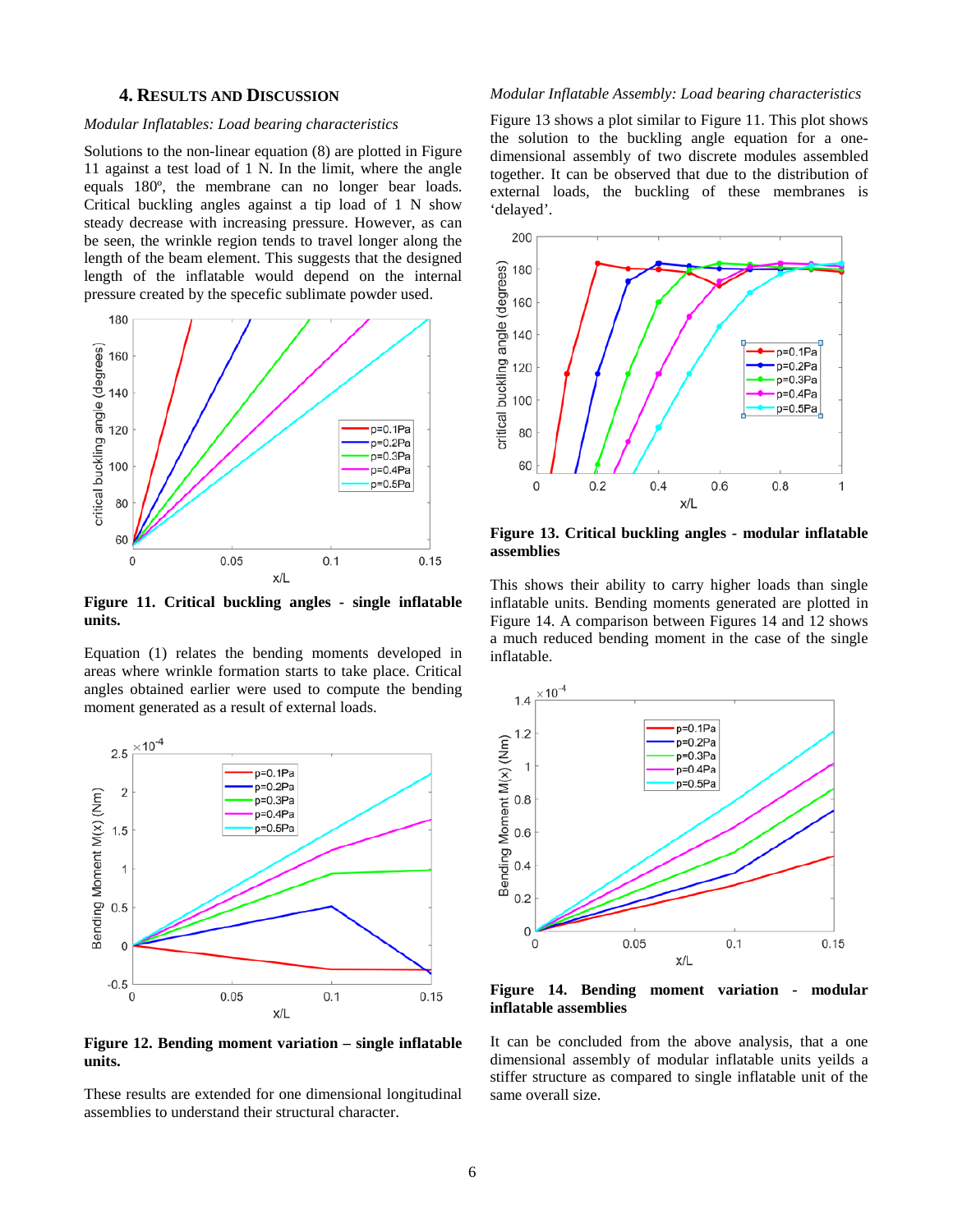## 4. Results and Discussion

*Modular Inflatables: Load bearing characteristics*

Solutions to the non-linear equation (8) are plotted in Figure 11 against a test load of 1 N. In the limit, where the angle equals 180º, the membrane can no longer bear loads. Critical buckling angles against a tip load of 1 N show steady decrease with increasing pressure. However, as can be seen, the wrinkle region tends to travel longer along the length of the beam element. This suggests that the designed length of the inflatable would depend on the internal pressure created by the specefic sublimate powder used.

**Figure 11. Critical buckling angles - single inflatable units.**

Equation (1) relates the bending moments developed in areas where wrinkle formation starts to take place. Critical angles obtained earlier were used to compute the bending moment generated as a result of external loads.

**Figure 12. Bending moment variation – single inflatable units.**

These results are extended for one dimensional longitudinal assemblies to understand their structural character.

*Modular Inflatable Assembly: Load bearing characteristics*

Figure 13 shows a plot similar to Figure 11. This plot shows the solution to the buckling angle equation for a one-dimensional assembly of two discrete modules assembled together. It can be observed that due to the distribution of external loads, the buckling of these membranes is 'delayed'.

**Figure 13. Critical buckling angles - modular inflatable assemblies**

This shows their ability to carry higher loads than single inflatable units. Bending moments generated are plotted in Figure 14. A comparison between Figures 14 and 12 shows a much reduced bending moment in the case of the single inflatable.

**Figure 14. Bending moment variation - modular inflatable assemblies**

It can be concluded from the above analysis, that a one dimensional assembly of modular inflatable units yeilds a stiffer structure as compared to single inflatable unit of the same overall size.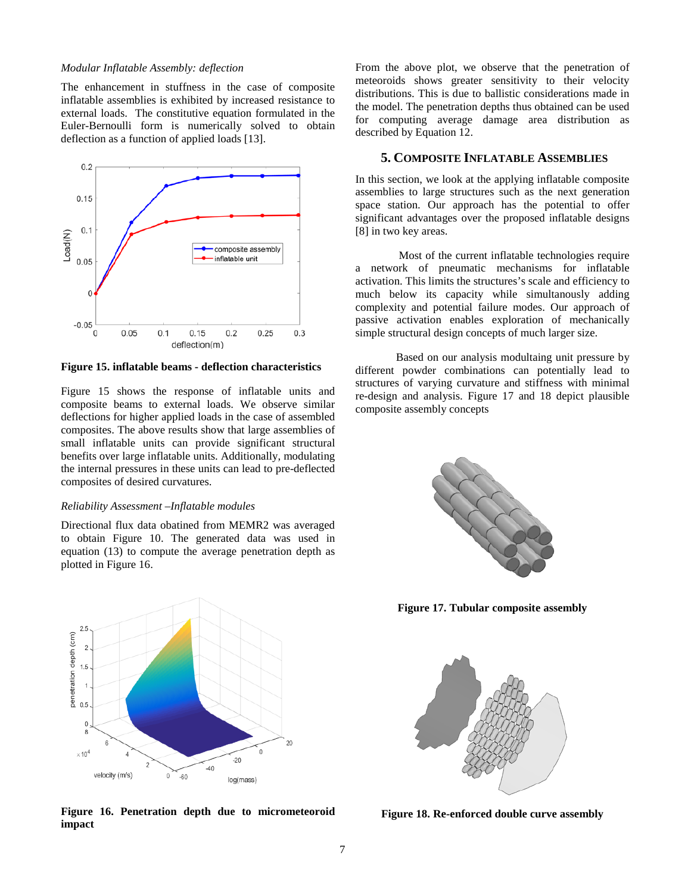*Modular Inflatable Assembly: deflection*

The enhancement in stuffness in the case of composite inflatable assemblies is exhibited by increased resistance to external loads. The constitutive equation formulated in the Euler-Bernoulli form is numerically solved to obtain deflection as a function of applied loads [13].

**Figure 15. inflatable beams - deflection characteristics**

Figure 15 shows the response of inflatable units and composite beams to external loads. We observe similar deflections for higher applied loads in the case of assembled composites. The above results show that large assemblies of small inflatable units can provide significant structural benefits over large inflatable units. Additionally, modulating the internal pressures in these units can lead to pre-deflected composites of desired curvatures.

*Reliability Assessment –Inflatable modules*

Directional flux data obatined from MEMR2 was averaged to obtain Figure 10. The generated data was used in equation (13) to compute the average penetration depth as plotted in Figure 16.

**Figure 16. Penetration depth due to micrometeoroid impact**

From the above plot, we observe that the penetration of meteoroids shows greater sensitivity to their velocity distributions. This is due to ballistic considerations made in the model. The penetration depths thus obtained can be used for computing average damage area distribution as described by Equation 12.

## 5. Composite Inflatable Assemblies

In this section, we look at the applying inflatable composite assemblies to large structures such as the next generation space station. Our approach has the potential to offer significant advantages over the proposed inflatable designs [8] in two key areas.

Most of the current inflatable technologies require a network of pneumatic mechanisms for inflatable activation. This limits the structures's scale and efficiency to much below its capacity while simultanously adding complexity and potential failure modes. Our approach of passive activation enables exploration of mechanically simple structural design concepts of much larger size.

Based on our analysis modultaing unit pressure by different powder combinations can potentially lead to structures of varying curvature and stiffness with minimal re-design and analysis. Figure 17 and 18 depict plausible composite assembly concepts

**Figure 17. Tubular composite assembly**

**Figure 18. Re-enforced double curve assembly**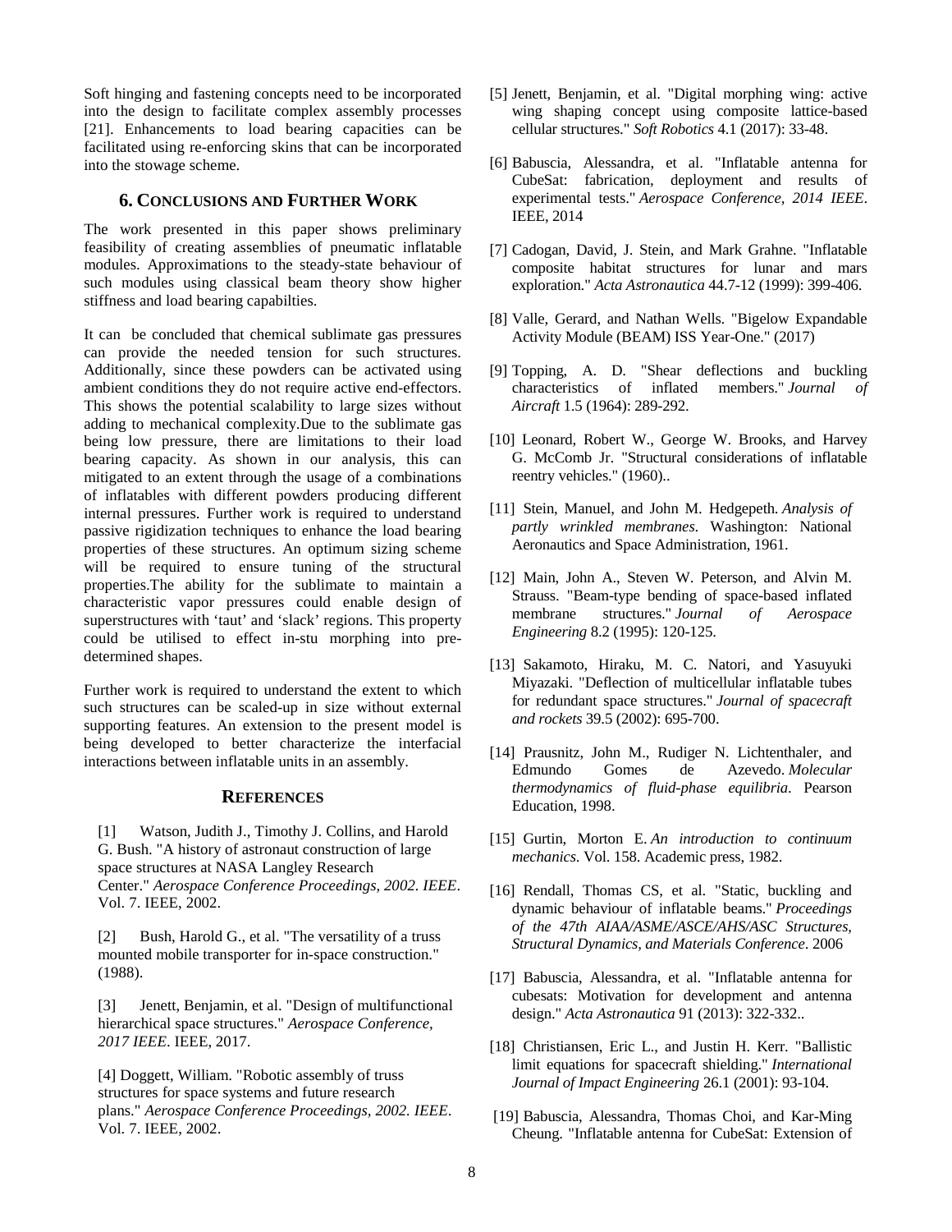Soft hinging and fastening concepts need to be incorporated into the design to facilitate complex assembly processes [21]. Enhancements to load bearing capacities can be facilitated using re-enforcing skins that can be incorporated into the stowage scheme.

## 6. Conclusions and Further Work

The work presented in this paper shows preliminary feasibility of creating assemblies of pneumatic inflatable modules. Approximations to the steady-state behaviour of such modules using classical beam theory show higher stiffness and load bearing capabilties.

It can be concluded that chemical sublimate gas pressures can provide the needed tension for such structures. Additionally, since these powders can be activated using ambient conditions they do not require active end-effectors. This shows the potential scalability to large sizes without adding to mechanical complexity.Due to the sublimate gas being low pressure, there are limitations to their load bearing capacity. As shown in our analysis, this can mitigated to an extent through the usage of a combinations of inflatables with different powders producing different internal pressures. Further work is required to understand passive rigidization techniques to enhance the load bearing properties of these structures. An optimum sizing scheme will be required to ensure tuning of the structural properties.The ability for the sublimate to maintain a characteristic vapor pressures could enable design of superstructures with 'taut' and 'slack' regions. This property could be utilised to effect in-stu morphing into pre-determined shapes.

Further work is required to understand the extent to which such structures can be scaled-up in size without external supporting features. An extension to the present model is being developed to better characterize the interfacial interactions between inflatable units in an assembly.

## References

[1] Watson, Judith J., Timothy J. Collins, and Harold G. Bush. "A history of astronaut construction of large space structures at NASA Langley Research Center." *Aerospace Conference Proceedings, 2002. IEEE*. Vol. 7. IEEE, 2002.

[2] Bush, Harold G., et al. "The versatility of a truss mounted mobile transporter for in-space construction." (1988).

[3] Jenett, Benjamin, et al. "Design of multifunctional hierarchical space structures." *Aerospace Conference, 2017 IEEE*. IEEE, 2017.

[4] Doggett, William. "Robotic assembly of truss structures for space systems and future research plans." *Aerospace Conference Proceedings, 2002. IEEE*. Vol. 7. IEEE, 2002.

[5] Jenett, Benjamin, et al. "Digital morphing wing: active wing shaping concept using composite lattice-based cellular structures." *Soft Robotics* 4.1 (2017): 33-48.

[6] Babuscia, Alessandra, et al. "Inflatable antenna for CubeSat: fabrication, deployment and results of experimental tests." *Aerospace Conference, 2014 IEEE*. IEEE, 2014

[7] Cadogan, David, J. Stein, and Mark Grahne. "Inflatable composite habitat structures for lunar and mars exploration." *Acta Astronautica* 44.7-12 (1999): 399-406.

[8] Valle, Gerard, and Nathan Wells. "Bigelow Expandable Activity Module (BEAM) ISS Year-One." (2017)

[9] Topping, A. D. "Shear deflections and buckling characteristics of inflated members." *Journal of Aircraft* 1.5 (1964): 289-292.

[10] Leonard, Robert W., George W. Brooks, and Harvey G. McComb Jr. "Structural considerations of inflatable reentry vehicles." (1960)..

[11] Stein, Manuel, and John M. Hedgepeth. *Analysis of partly wrinkled membranes*. Washington: National Aeronautics and Space Administration, 1961.

[12] Main, John A., Steven W. Peterson, and Alvin M. Strauss. "Beam-type bending of space-based inflated membrane structures." *Journal of Aerospace Engineering* 8.2 (1995): 120-125.

[13] Sakamoto, Hiraku, M. C. Natori, and Yasuyuki Miyazaki. "Deflection of multicellular inflatable tubes for redundant space structures." *Journal of spacecraft and rockets* 39.5 (2002): 695-700.

[14] Prausnitz, John M., Rudiger N. Lichtenthaler, and Edmundo Gomes de Azevedo. *Molecular thermodynamics of fluid-phase equilibria*. Pearson Education, 1998.

[15] Gurtin, Morton E. *An introduction to continuum mechanics*. Vol. 158. Academic press, 1982.

[16] Rendall, Thomas CS, et al. "Static, buckling and dynamic behaviour of inflatable beams." *Proceedings of the 47th AIAA/ASME/ASCE/AHS/ASC Structures, Structural Dynamics, and Materials Conference*. 2006

[17] Babuscia, Alessandra, et al. "Inflatable antenna for cubesats: Motivation for development and antenna design." *Acta Astronautica* 91 (2013): 322-332..

[18] Christiansen, Eric L., and Justin H. Kerr. "Ballistic limit equations for spacecraft shielding." *International Journal of Impact Engineering* 26.1 (2001): 93-104.

[19] Babuscia, Alessandra, Thomas Choi, and Kar-Ming Cheung. "Inflatable antenna for CubeSat: Extension of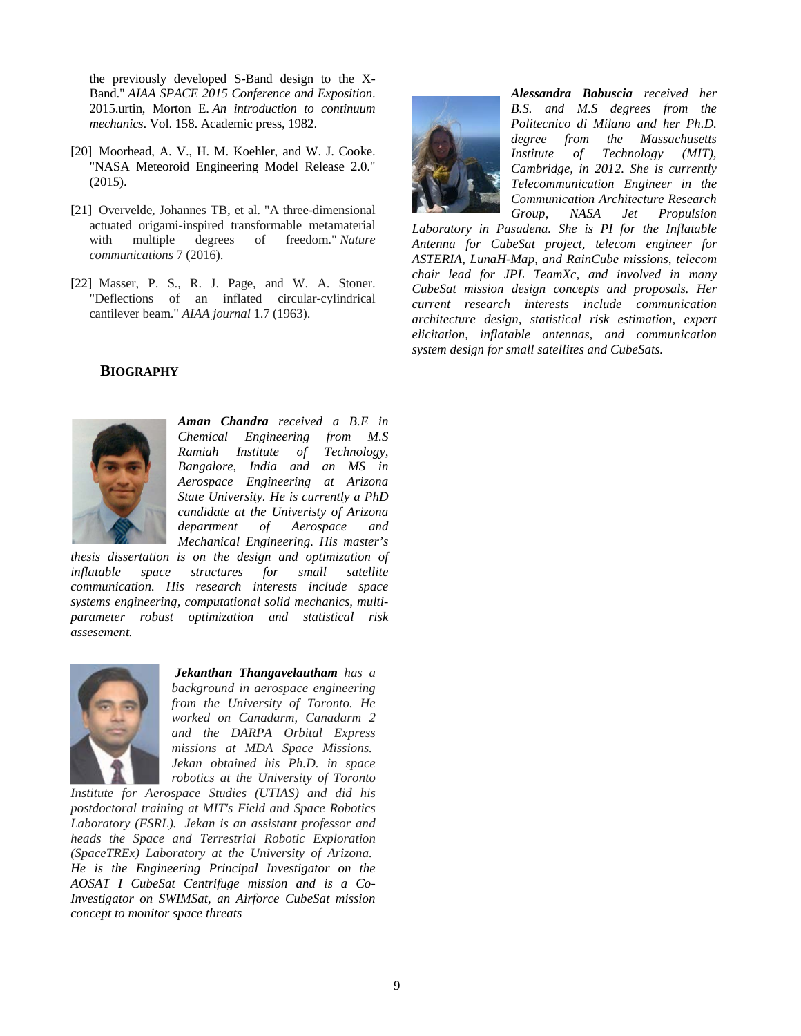the previously developed S-Band design to the X-Band." *AIAA SPACE 2015 Conference and Exposition*. 2015.urtin, Morton E. *An introduction to continuum mechanics*. Vol. 158. Academic press, 1982.

[20] Moorhead, A. V., H. M. Koehler, and W. J. Cooke. "NASA Meteoroid Engineering Model Release 2.0." (2015).

[21] Overvelde, Johannes TB, et al. "A three-dimensional actuated origami-inspired transformable metamaterial with multiple degrees of freedom." *Nature communications* 7 (2016).

[22] Masser, P. S., R. J. Page, and W. A. Stoner. "Deflections of an inflated circular-cylindrical cantilever beam." *AIAA journal* 1.7 (1963).

## BIOGRAPHY

***Aman Chandra** received a B.E in Chemical Engineering from M.S Ramiah Institute of Technology, Bangalore, India and an MS in Aerospace Engineering at Arizona State University. He is currently a PhD candidate at the Univeristy of Arizona department of Aerospace and Mechanical Engineering. His master's thesis dissertation is on the design and optimization of inflatable space structures for small satellite communication. His research interests include space systems engineering, computational solid mechanics, multi-parameter robust optimization and statistical risk assesement.*

***Jekanthan Thangavelautham** has a background in aerospace engineering from the University of Toronto. He worked on Canadarm, Canadarm 2 and the DARPA Orbital Express missions at MDA Space Missions. Jekan obtained his Ph.D. in space robotics at the University of Toronto Institute for Aerospace Studies (UTIAS) and did his postdoctoral training at MIT's Field and Space Robotics Laboratory (FSRL). Jekan is an assistant professor and heads the Space and Terrestrial Robotic Exploration (SpaceTREx) Laboratory at the University of Arizona. He is the Engineering Principal Investigator on the AOSAT I CubeSat Centrifuge mission and is a Co-Investigator on SWIMSat, an Airforce CubeSat mission concept to monitor space threats*

***Alessandra Babuscia** received her B.S. and M.S degrees from the Politecnico di Milano and her Ph.D. degree from the Massachusetts Institute of Technology (MIT), Cambridge, in 2012. She is currently Telecommunication Engineer in the Communication Architecture Research Group, NASA Jet Propulsion Laboratory in Pasadena. She is PI for the Inflatable Antenna for CubeSat project, telecom engineer for ASTERIA, LunaH-Map, and RainCube missions, telecom chair lead for JPL TeamXc, and involved in many CubeSat mission design concepts and proposals. Her current research interests include communication architecture design, statistical risk estimation, expert elicitation, inflatable antennas, and communication system design for small satellites and CubeSats.*